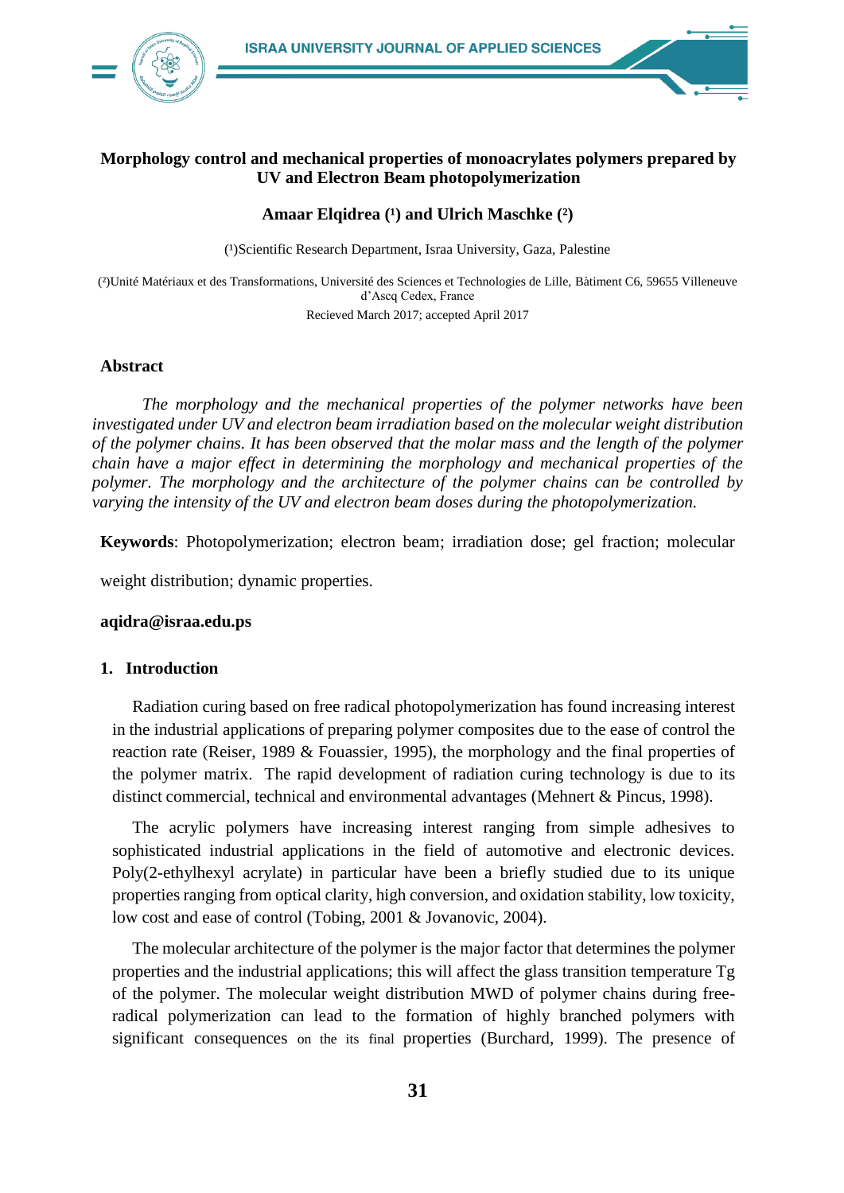# Morphology control and mechanical properties of monoacrylates polymers prepared by UV and Electron Beam photopolymerization

**Amaar Elqidrea ([1]) and Ulrich Maschke ([2])**

([1])Scientific Research Department, Israa University, Gaza, Palestine

([2])Unité Matériaux et des Transformations, Université des Sciences et Technologies de Lille, Bàtiment C6, 59655 Villeneuve d'Ascq Cedex, France

Recieved March 2017; accepted April 2017

## Abstract

*The morphology and the mechanical properties of the polymer networks have been investigated under UV and electron beam irradiation based on the molecular weight distribution of the polymer chains. It has been observed that the molar mass and the length of the polymer chain have a major effect in determining the morphology and mechanical properties of the polymer. The morphology and the architecture of the polymer chains can be controlled by varying the intensity of the UV and electron beam doses during the photopolymerization.*

**Keywords**: Photopolymerization; electron beam; irradiation dose; gel fraction; molecular weight distribution; dynamic properties.

**aqidra@israa.edu.ps**

## 1. Introduction

Radiation curing based on free radical photopolymerization has found increasing interest in the industrial applications of preparing polymer composites due to the ease of control the reaction rate (Reiser, 1989 & Fouassier, 1995), the morphology and the final properties of the polymer matrix. The rapid development of radiation curing technology is due to its distinct commercial, technical and environmental advantages (Mehnert & Pincus, 1998).

The acrylic polymers have increasing interest ranging from simple adhesives to sophisticated industrial applications in the field of automotive and electronic devices. Poly(2-ethylhexyl acrylate) in particular have been a briefly studied due to its unique properties ranging from optical clarity, high conversion, and oxidation stability, low toxicity, low cost and ease of control (Tobing, 2001 & Jovanovic, 2004).

The molecular architecture of the polymer is the major factor that determines the polymer properties and the industrial applications; this will affect the glass transition temperature Tg of the polymer. The molecular weight distribution MWD of polymer chains during free-radical polymerization can lead to the formation of highly branched polymers with significant consequences on the its final properties (Burchard, 1999). The presence of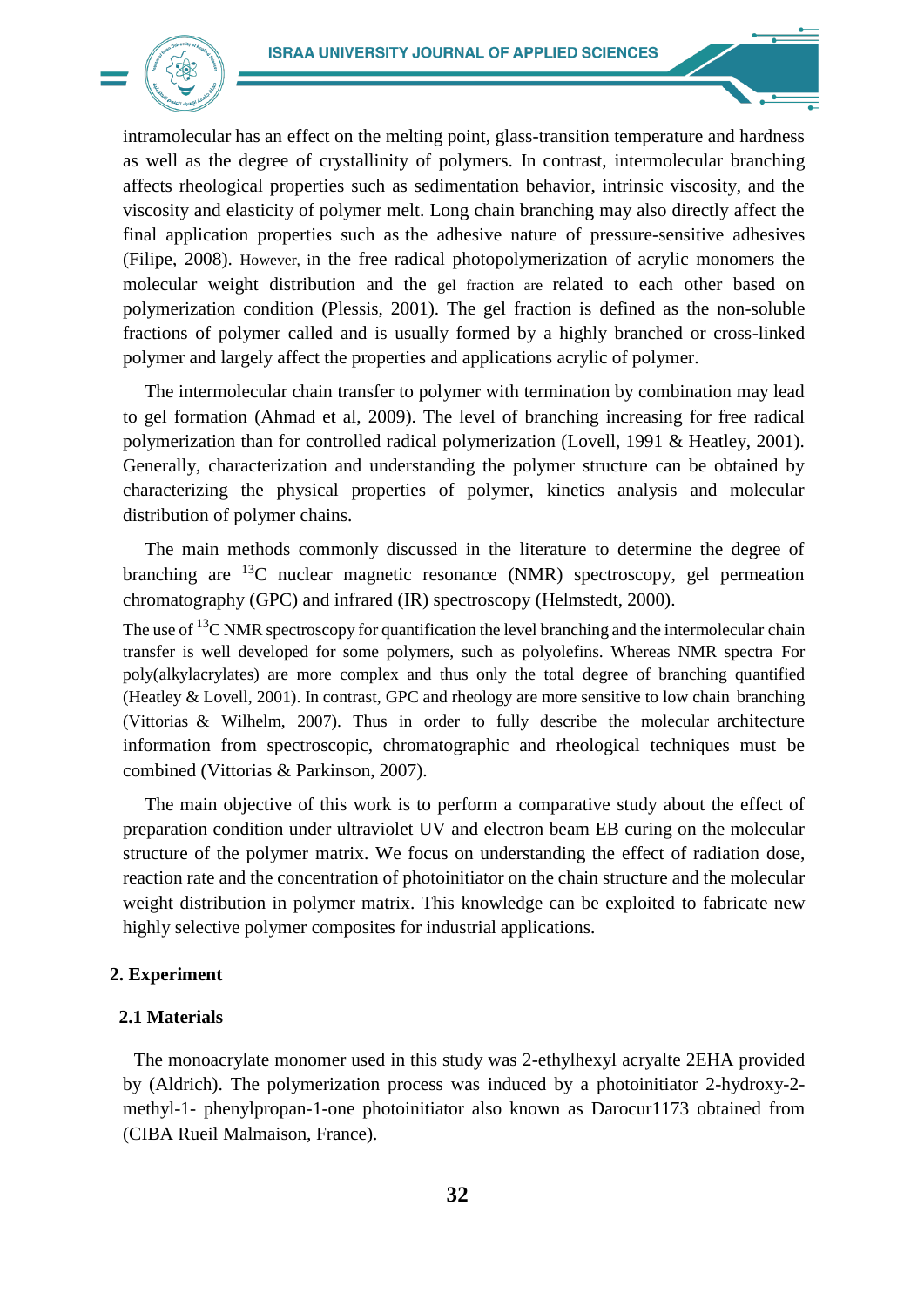intramolecular has an effect on the melting point, glass-transition temperature and hardness as well as the degree of crystallinity of polymers. In contrast, intermolecular branching affects rheological properties such as sedimentation behavior, intrinsic viscosity, and the viscosity and elasticity of polymer melt. Long chain branching may also directly affect the final application properties such as the adhesive nature of pressure-sensitive adhesives (Filipe, 2008). However, in the free radical photopolymerization of acrylic monomers the molecular weight distribution and the gel fraction are related to each other based on polymerization condition (Plessis, 2001). The gel fraction is defined as the non-soluble fractions of polymer called and is usually formed by a highly branched or cross-linked polymer and largely affect the properties and applications acrylic of polymer.

The intermolecular chain transfer to polymer with termination by combination may lead to gel formation (Ahmad et al, 2009). The level of branching increasing for free radical polymerization than for controlled radical polymerization (Lovell, 1991 & Heatley, 2001). Generally, characterization and understanding the polymer structure can be obtained by characterizing the physical properties of polymer, kinetics analysis and molecular distribution of polymer chains.

The main methods commonly discussed in the literature to determine the degree of branching are $^{13}$C nuclear magnetic resonance (NMR) spectroscopy, gel permeation chromatography (GPC) and infrared (IR) spectroscopy (Helmstedt, 2000).

The use of $^{13}$C NMR spectroscopy for quantification the level branching and the intermolecular chain transfer is well developed for some polymers, such as polyolefins. Whereas NMR spectra For poly(alkylacrylates) are more complex and thus only the total degree of branching quantified (Heatley & Lovell, 2001). In contrast, GPC and rheology are more sensitive to low chain branching (Vittorias & Wilhelm, 2007). Thus in order to fully describe the molecular architecture information from spectroscopic, chromatographic and rheological techniques must be combined (Vittorias & Parkinson, 2007).

The main objective of this work is to perform a comparative study about the effect of preparation condition under ultraviolet UV and electron beam EB curing on the molecular structure of the polymer matrix. We focus on understanding the effect of radiation dose, reaction rate and the concentration of photoinitiator on the chain structure and the molecular weight distribution in polymer matrix. This knowledge can be exploited to fabricate new highly selective polymer composites for industrial applications.

## 2. Experiment

### 2.1 Materials

The monoacrylate monomer used in this study was 2-ethylhexyl acryalte 2EHA provided by (Aldrich). The polymerization process was induced by a photoinitiator 2-hydroxy-2-methyl-1- phenylpropan-1-one photoinitiator also known as Darocur1173 obtained from (CIBA Rueil Malmaison, France).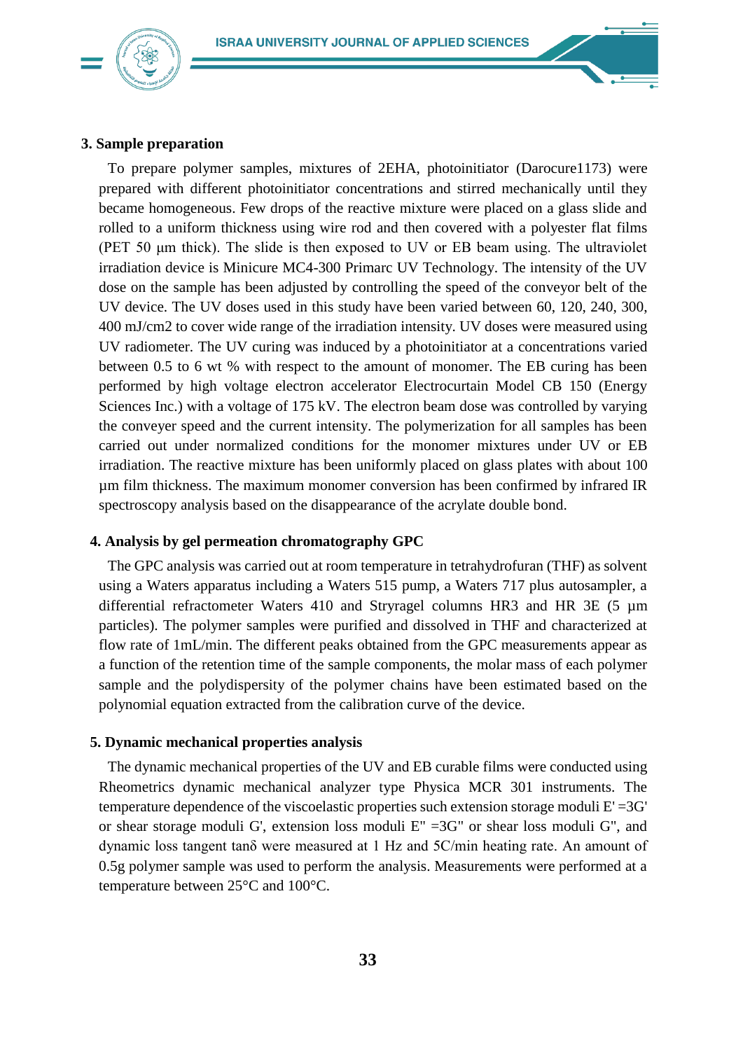## 3. Sample preparation

To prepare polymer samples, mixtures of 2EHA, photoinitiator (Darocure1173) were prepared with different photoinitiator concentrations and stirred mechanically until they became homogeneous. Few drops of the reactive mixture were placed on a glass slide and rolled to a uniform thickness using wire rod and then covered with a polyester flat films (PET 50 µm thick). The slide is then exposed to UV or EB beam using. The ultraviolet irradiation device is Minicure MC4-300 Primarc UV Technology. The intensity of the UV dose on the sample has been adjusted by controlling the speed of the conveyor belt of the UV device. The UV doses used in this study have been varied between 60, 120, 240, 300, 400 mJ/cm2 to cover wide range of the irradiation intensity. UV doses were measured using UV radiometer. The UV curing was induced by a photoinitiator at a concentrations varied between 0.5 to 6 wt % with respect to the amount of monomer. The EB curing has been performed by high voltage electron accelerator Electrocurtain Model CB 150 (Energy Sciences Inc.) with a voltage of 175 kV. The electron beam dose was controlled by varying the conveyer speed and the current intensity. The polymerization for all samples has been carried out under normalized conditions for the monomer mixtures under UV or EB irradiation. The reactive mixture has been uniformly placed on glass plates with about 100 µm film thickness. The maximum monomer conversion has been confirmed by infrared IR spectroscopy analysis based on the disappearance of the acrylate double bond.

## 4. Analysis by gel permeation chromatography GPC

The GPC analysis was carried out at room temperature in tetrahydrofuran (THF) as solvent using a Waters apparatus including a Waters 515 pump, a Waters 717 plus autosampler, a differential refractometer Waters 410 and Stryragel columns HR3 and HR 3E (5 µm particles). The polymer samples were purified and dissolved in THF and characterized at flow rate of 1mL/min. The different peaks obtained from the GPC measurements appear as a function of the retention time of the sample components, the molar mass of each polymer sample and the polydispersity of the polymer chains have been estimated based on the polynomial equation extracted from the calibration curve of the device.

## 5. Dynamic mechanical properties analysis

The dynamic mechanical properties of the UV and EB curable films were conducted using Rheometrics dynamic mechanical analyzer type Physica MCR 301 instruments. The temperature dependence of the viscoelastic properties such extension storage moduli $E' = 3G'$ or shear storage moduli $G'$, extension loss moduli $E'' = 3G''$ or shear loss moduli $G''$, and dynamic loss tangent $\tan\delta$ were measured at 1 Hz and 5C/min heating rate. An amount of 0.5g polymer sample was used to perform the analysis. Measurements were performed at a temperature between 25°C and 100°C.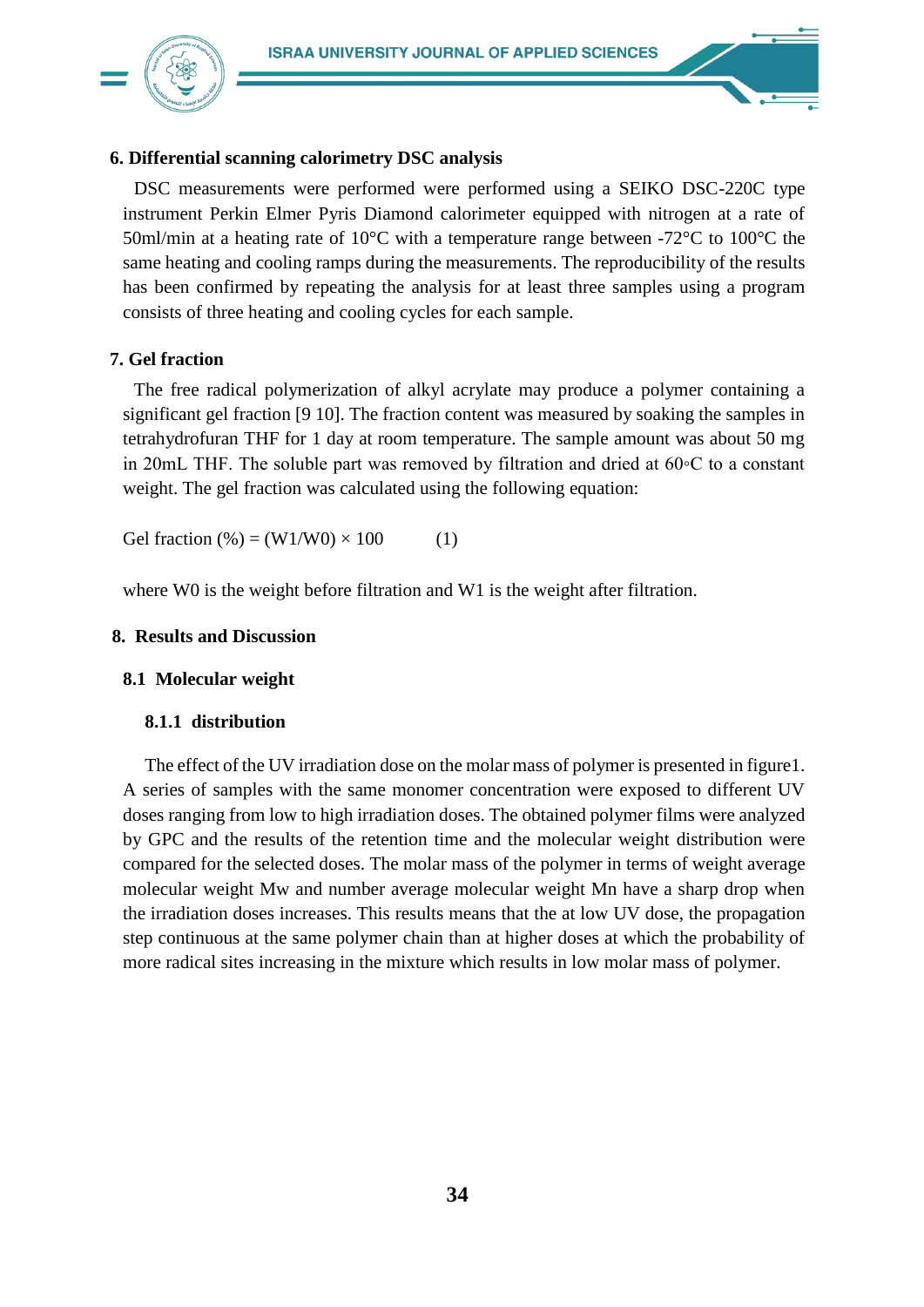## 6. Differential scanning calorimetry DSC analysis

DSC measurements were performed were performed using a SEIKO DSC-220C type instrument Perkin Elmer Pyris Diamond calorimeter equipped with nitrogen at a rate of 50ml/min at a heating rate of 10°C with a temperature range between -72°C to 100°C the same heating and cooling ramps during the measurements. The reproducibility of the results has been confirmed by repeating the analysis for at least three samples using a program consists of three heating and cooling cycles for each sample.

## 7. Gel fraction

The free radical polymerization of alkyl acrylate may produce a polymer containing a significant gel fraction [9 10]. The fraction content was measured by soaking the samples in tetrahydrofuran THF for 1 day at room temperature. The sample amount was about 50 mg in 20mL THF. The soluble part was removed by filtration and dried at 60◦C to a constant weight. The gel fraction was calculated using the following equation:

$$\text{Gel fraction } (\%) = (W1/W0) \times 100 \qquad (1)$$

where W0 is the weight before filtration and W1 is the weight after filtration.

## 8. Results and Discussion

### 8.1 Molecular weight

#### 8.1.1 distribution

The effect of the UV irradiation dose on the molar mass of polymer is presented in figure1. A series of samples with the same monomer concentration were exposed to different UV doses ranging from low to high irradiation doses. The obtained polymer films were analyzed by GPC and the results of the retention time and the molecular weight distribution were compared for the selected doses. The molar mass of the polymer in terms of weight average molecular weight Mw and number average molecular weight Mn have a sharp drop when the irradiation doses increases. This results means that the at low UV dose, the propagation step continuous at the same polymer chain than at higher doses at which the probability of more radical sites increasing in the mixture which results in low molar mass of polymer.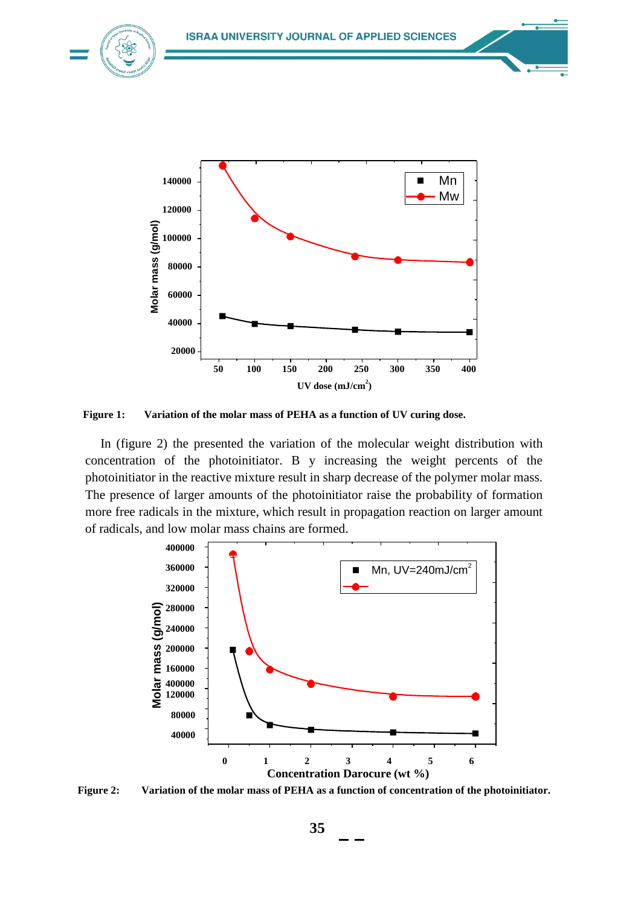Figure 1: Variation of the molar mass of PEHA as a function of UV curing dose.

In (figure 2) the presented the variation of the molecular weight distribution with concentration of the photoinitiator. B y increasing the weight percents of the photoinitiator in the reactive mixture result in sharp decrease of the polymer molar mass. The presence of larger amounts of the photoinitiator raise the probability of formation more free radicals in the mixture, which result in propagation reaction on larger amount of radicals, and low molar mass chains are formed.

Figure 2: Variation of the molar mass of PEHA as a function of concentration of the photoinitiator.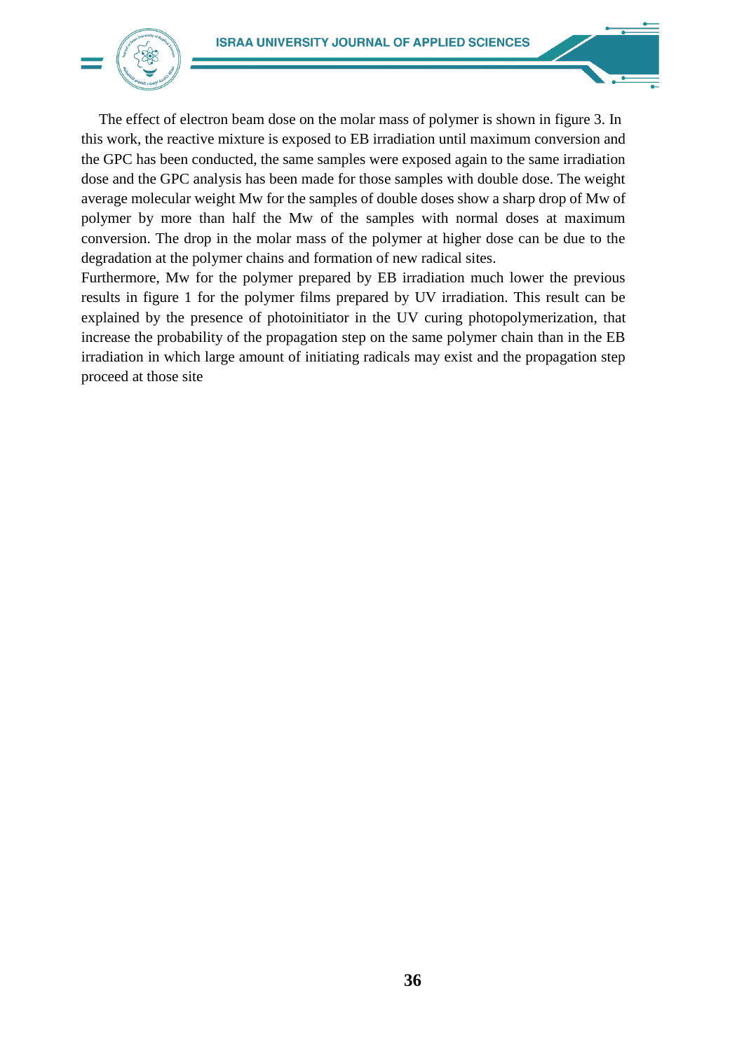The effect of electron beam dose on the molar mass of polymer is shown in figure 3. In this work, the reactive mixture is exposed to EB irradiation until maximum conversion and the GPC has been conducted, the same samples were exposed again to the same irradiation dose and the GPC analysis has been made for those samples with double dose. The weight average molecular weight Mw for the samples of double doses show a sharp drop of Mw of polymer by more than half the Mw of the samples with normal doses at maximum conversion. The drop in the molar mass of the polymer at higher dose can be due to the degradation at the polymer chains and formation of new radical sites.

Furthermore, Mw for the polymer prepared by EB irradiation much lower the previous results in figure 1 for the polymer films prepared by UV irradiation. This result can be explained by the presence of photoinitiator in the UV curing photopolymerization, that increase the probability of the propagation step on the same polymer chain than in the EB irradiation in which large amount of initiating radicals may exist and the propagation step proceed at those site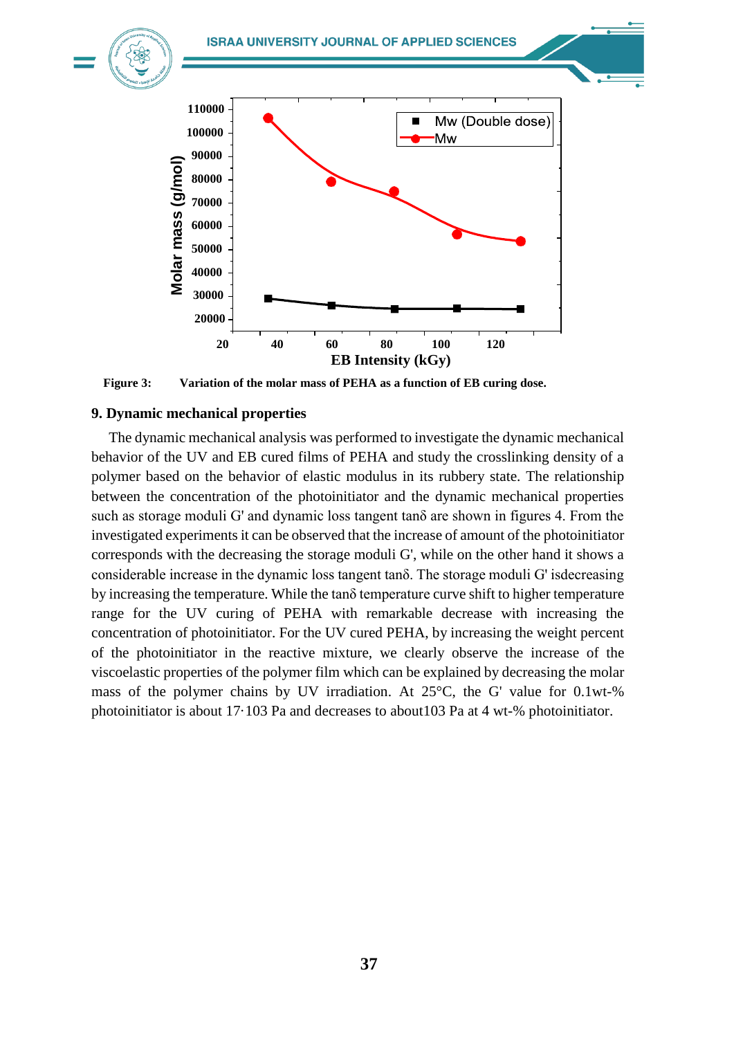**Figure 3:** Variation of the molar mass of PEHA as a function of EB curing dose.

## 9. Dynamic mechanical properties

The dynamic mechanical analysis was performed to investigate the dynamic mechanical behavior of the UV and EB cured films of PEHA and study the crosslinking density of a polymer based on the behavior of elastic modulus in its rubbery state. The relationship between the concentration of the photoinitiator and the dynamic mechanical properties such as storage moduli G' and dynamic loss tangent tanδ are shown in figures 4. From the investigated experiments it can be observed that the increase of amount of the photoinitiator corresponds with the decreasing the storage moduli G', while on the other hand it shows a considerable increase in the dynamic loss tangent tanδ. The storage moduli G' isdecreasing by increasing the temperature. While the tanδ temperature curve shift to higher temperature range for the UV curing of PEHA with remarkable decrease with increasing the concentration of photoinitiator. For the UV cured PEHA, by increasing the weight percent of the photoinitiator in the reactive mixture, we clearly observe the increase of the viscoelastic properties of the polymer film which can be explained by decreasing the molar mass of the polymer chains by UV irradiation. At 25°C, the G' value for 0.1wt-% photoinitiator is about 17·103 Pa and decreases to about103 Pa at 4 wt-% photoinitiator.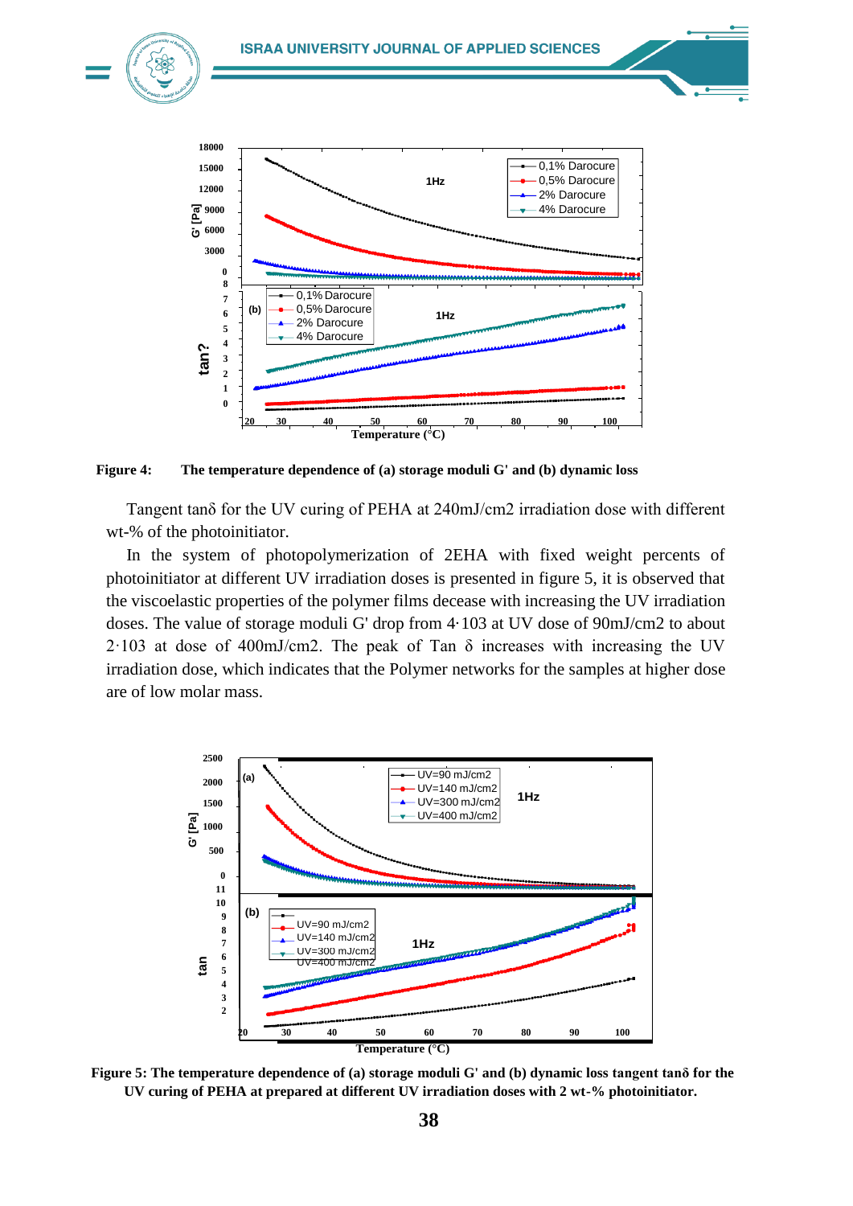**Figure 4: The temperature dependence of (a) storage moduli G' and (b) dynamic loss**

Tangent tanδ for the UV curing of PEHA at 240mJ/cm2 irradiation dose with different wt-% of the photoinitiator.

In the system of photopolymerization of 2EHA with fixed weight percents of photoinitiator at different UV irradiation doses is presented in figure 5, it is observed that the viscoelastic properties of the polymer films decease with increasing the UV irradiation doses. The value of storage moduli G' drop from 4·103 at UV dose of 90mJ/cm2 to about 2·103 at dose of 400mJ/cm2. The peak of Tan δ increases with increasing the UV irradiation dose, which indicates that the Polymer networks for the samples at higher dose are of low molar mass.

**Figure 5: The temperature dependence of (a) storage moduli G' and (b) dynamic loss tangent tanδ for the UV curing of PEHA at prepared at different UV irradiation doses with 2 wt-% photoinitiator.**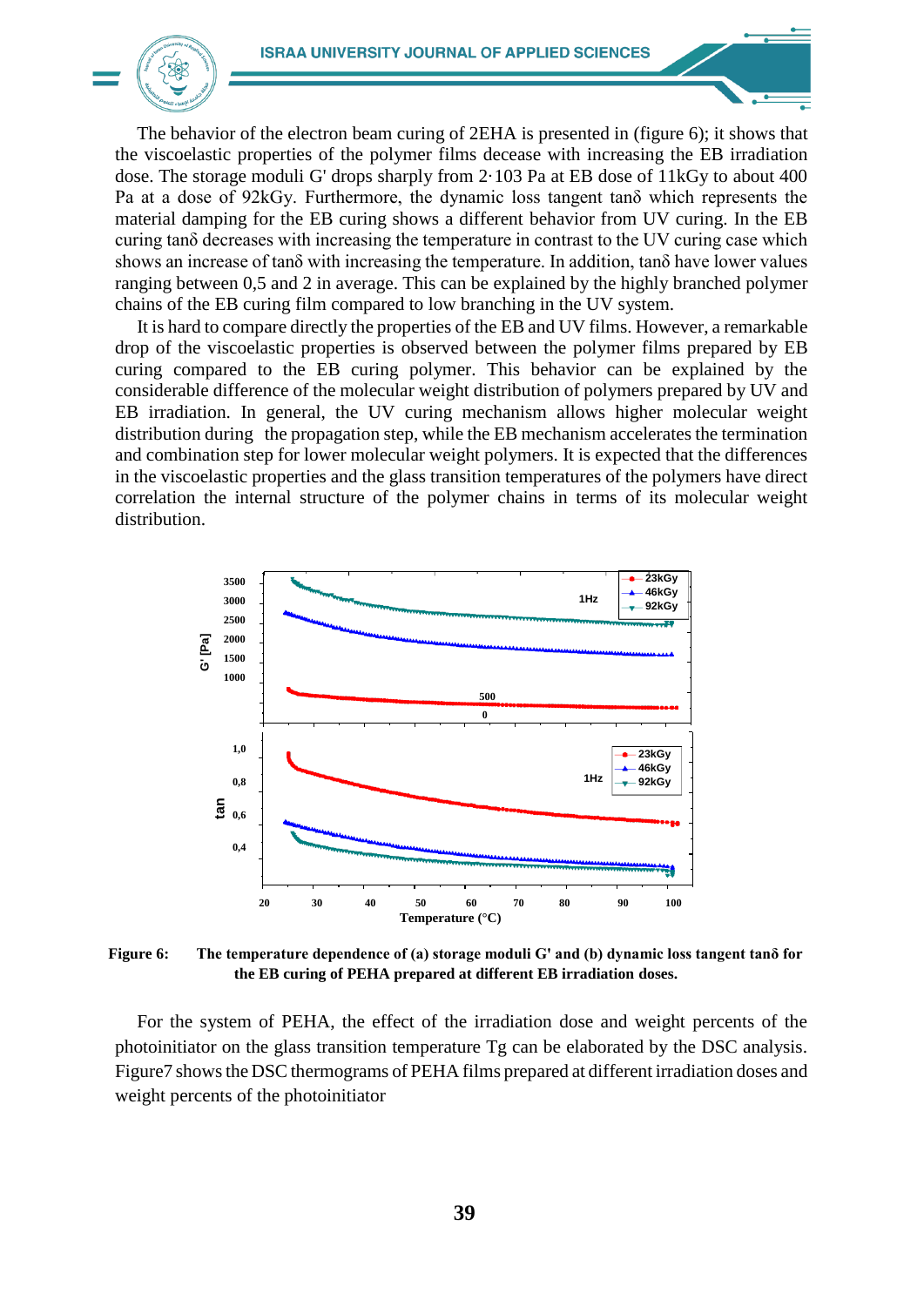The behavior of the electron beam curing of 2EHA is presented in (figure 6); it shows that the viscoelastic properties of the polymer films decease with increasing the EB irradiation dose. The storage moduli G' drops sharply from 2·103 Pa at EB dose of 11kGy to about 400 Pa at a dose of 92kGy. Furthermore, the dynamic loss tangent tanδ which represents the material damping for the EB curing shows a different behavior from UV curing. In the EB curing tanδ decreases with increasing the temperature in contrast to the UV curing case which shows an increase of tanδ with increasing the temperature. In addition, tanδ have lower values ranging between 0,5 and 2 in average. This can be explained by the highly branched polymer chains of the EB curing film compared to low branching in the UV system.

It is hard to compare directly the properties of the EB and UV films. However, a remarkable drop of the viscoelastic properties is observed between the polymer films prepared by EB curing compared to the EB curing polymer. This behavior can be explained by the considerable difference of the molecular weight distribution of polymers prepared by UV and EB irradiation. In general, the UV curing mechanism allows higher molecular weight distribution during the propagation step, while the EB mechanism accelerates the termination and combination step for lower molecular weight polymers. It is expected that the differences in the viscoelastic properties and the glass transition temperatures of the polymers have direct correlation the internal structure of the polymer chains in terms of its molecular weight distribution.

**Figure 6:** **The temperature dependence of (a) storage moduli G' and (b) dynamic loss tangent tanδ for the EB curing of PEHA prepared at different EB irradiation doses.**

For the system of PEHA, the effect of the irradiation dose and weight percents of the photoinitiator on the glass transition temperature Tg can be elaborated by the DSC analysis. Figure7 shows the DSC thermograms of PEHA films prepared at different irradiation doses and weight percents of the photoinitiator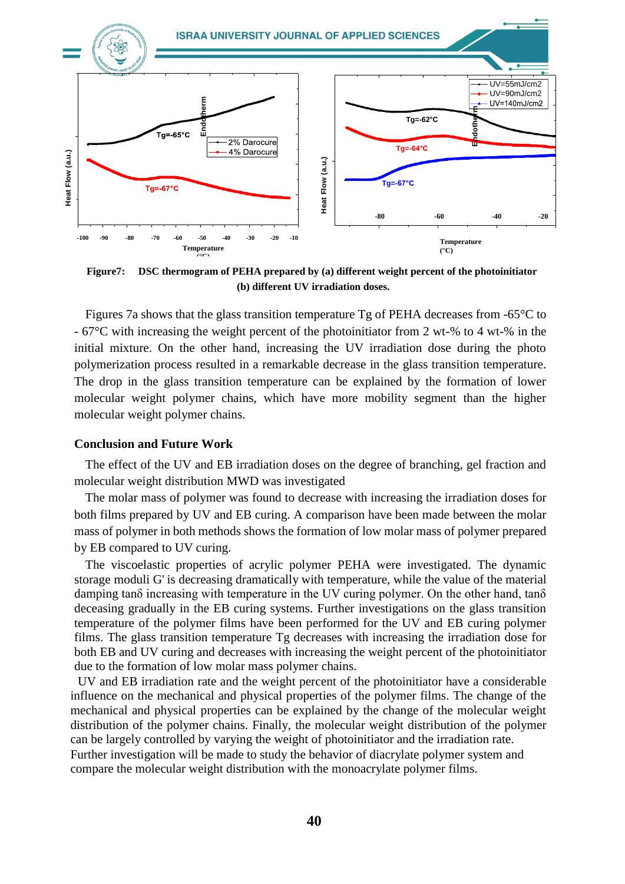**Figure7: DSC thermogram of PEHA prepared by (a) different weight percent of the photoinitiator (b) different UV irradiation doses.**

Figures 7a shows that the glass transition temperature Tg of PEHA decreases from -65°C to - 67°C with increasing the weight percent of the photoinitiator from 2 wt-% to 4 wt-% in the initial mixture. On the other hand, increasing the UV irradiation dose during the photo polymerization process resulted in a remarkable decrease in the glass transition temperature. The drop in the glass transition temperature can be explained by the formation of lower molecular weight polymer chains, which have more mobility segment than the higher molecular weight polymer chains.

### Conclusion and Future Work

The effect of the UV and EB irradiation doses on the degree of branching, gel fraction and molecular weight distribution MWD was investigated

The molar mass of polymer was found to decrease with increasing the irradiation doses for both films prepared by UV and EB curing. A comparison have been made between the molar mass of polymer in both methods shows the formation of low molar mass of polymer prepared by EB compared to UV curing.

The viscoelastic properties of acrylic polymer PEHA were investigated. The dynamic storage moduli G' is decreasing dramatically with temperature, while the value of the material damping tanδ increasing with temperature in the UV curing polymer. On the other hand, tanδ deceasing gradually in the EB curing systems. Further investigations on the glass transition temperature of the polymer films have been performed for the UV and EB curing polymer films. The glass transition temperature Tg decreases with increasing the irradiation dose for both EB and UV curing and decreases with increasing the weight percent of the photoinitiator due to the formation of low molar mass polymer chains.

UV and EB irradiation rate and the weight percent of the photoinitiator have a considerable influence on the mechanical and physical properties of the polymer films. The change of the mechanical and physical properties can be explained by the change of the molecular weight distribution of the polymer chains. Finally, the molecular weight distribution of the polymer can be largely controlled by varying the weight of photoinitiator and the irradiation rate.

Further investigation will be made to study the behavior of diacrylate polymer system and compare the molecular weight distribution with the monoacrylate polymer films.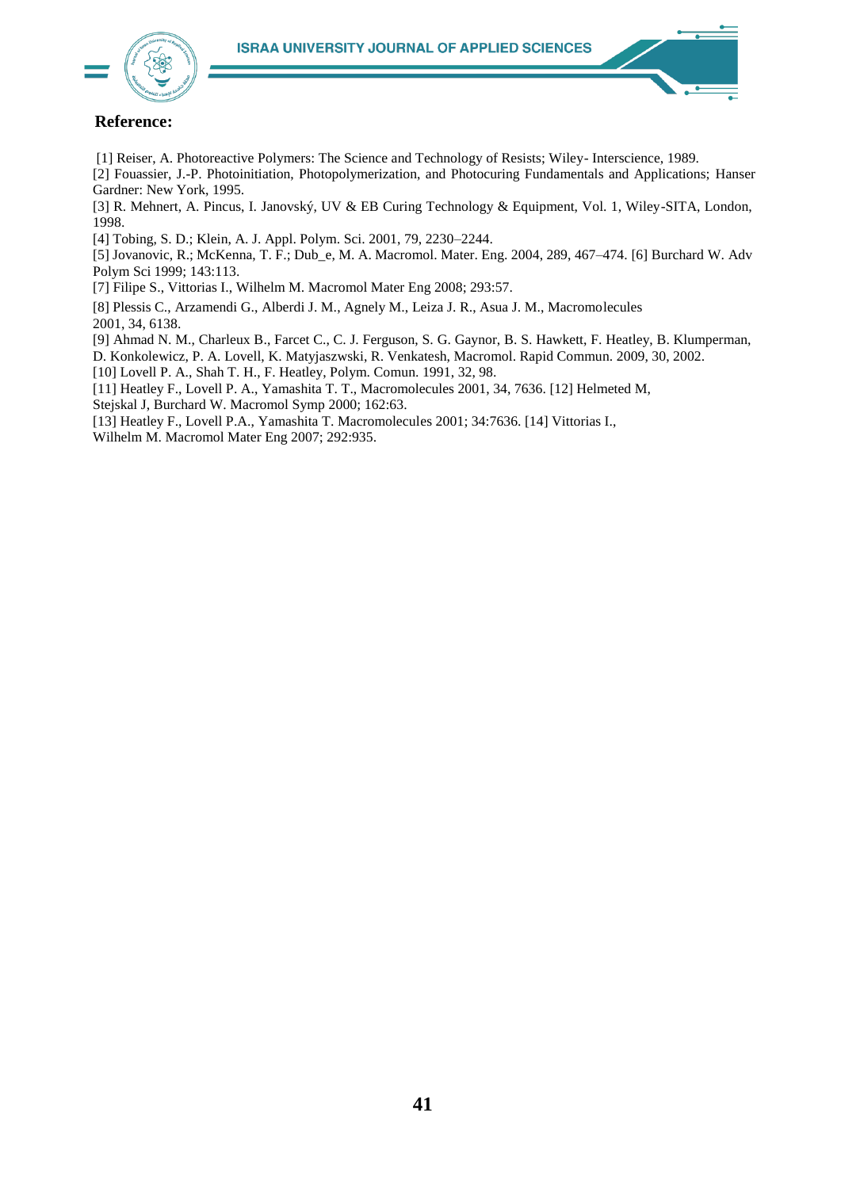## Reference:

[1] Reiser, A. Photoreactive Polymers: The Science and Technology of Resists; Wiley- Interscience, 1989.

[2] Fouassier, J.-P. Photoinitiation, Photopolymerization, and Photocuring Fundamentals and Applications; Hanser Gardner: New York, 1995.

[3] R. Mehnert, A. Pincus, I. Janovský, UV & EB Curing Technology & Equipment, Vol. 1, Wiley-SITA, London, 1998.

[4] Tobing, S. D.; Klein, A. J. Appl. Polym. Sci. 2001, 79, 2230–2244.

[5] Jovanovic, R.; McKenna, T. F.; Dub_e, M. A. Macromol. Mater. Eng. 2004, 289, 467–474. [6] Burchard W. Adv Polym Sci 1999; 143:113.

[7] Filipe S., Vittorias I., Wilhelm M. Macromol Mater Eng 2008; 293:57.

[8] Plessis C., Arzamendi G., Alberdi J. M., Agnely M., Leiza J. R., Asua J. M., Macromolecules 2001, 34, 6138.

[9] Ahmad N. M., Charleux B., Farcet C., C. J. Ferguson, S. G. Gaynor, B. S. Hawkett, F. Heatley, B. Klumperman, D. Konkolewicz, P. A. Lovell, K. Matyjaszwski, R. Venkatesh, Macromol. Rapid Commun. 2009, 30, 2002.

[10] Lovell P. A., Shah T. H., F. Heatley, Polym. Comun. 1991, 32, 98.

[11] Heatley F., Lovell P. A., Yamashita T. T., Macromolecules 2001, 34, 7636. [12] Helmeted M, Stejskal J, Burchard W. Macromol Symp 2000; 162:63.

[13] Heatley F., Lovell P.A., Yamashita T. Macromolecules 2001; 34:7636. [14] Vittorias I., Wilhelm M. Macromol Mater Eng 2007; 292:935.